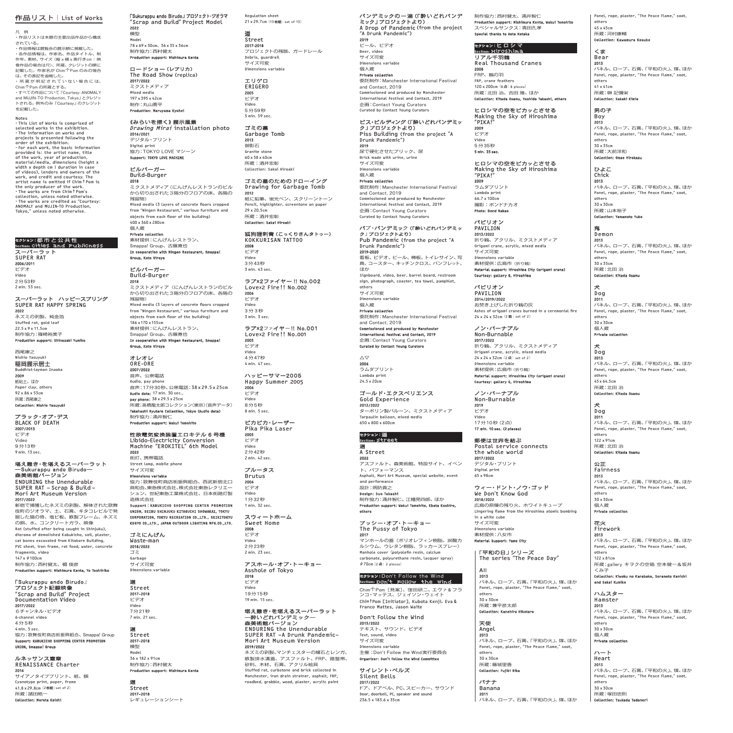# 作品リスト｜List of Works

凡　例
・作品リストは本展の主要出品作品から構成されている。
・作品情報は展覧会の展示順に掲載した。
・各作品情報は、作家名、作品タイトル、制作年、素材、サイズ（縦 x 横 x 奥行きcm｜映像作品の場合は尺）、所蔵、クレジットの順に記載した。作家名が Chim↑Pom のみの場合は、その表記を省略した。
・所蔵が明記されていない場合には、Chim↑Pom の所蔵とする。
・すべての作品について「Courtesy: ANOMALY and MUJIN-TO Production, Tokyo」とクレジットされる。例外のみ「Courtesy」のクレジットを記載した。

Notes
・This List of Works is comprised of selected works in the exhibition.
・The information on works and projects is presented following the order of the exhibition.
・For each work, the basic information provided is: the artist name, title of the work, year of production, material/media, dimensions (height x width x depth cm | duration in case of videos), lenders and owners of the work, and credit and courtesy. The artist name is omitted if Chim↑Pom is the only producer of the work.
・The works are from Chim↑Pom's collection, unless noted otherwise.
・The works are credited as "Courtesy: ANOMALY and MUJIN-TO Production, Tokyo," unless noted otherwise.

## セクション：都市と公共性 Section: Cities and Publicness

**スーパーラット**
SUPER RAT
2006/2011
ビデオ
Video
2分53秒
2 min. 53 sec.

**スーパーラット　ハッピースプリング**
SUPER RAT HAPPY SPRING
2022
ネズミの剥製、純金箔
Stuffed rat, gold leaf
22.5 x 9 x 11.5cm
制作協力：篠崎裕美子
Production support: Shinozaki Yumiko

西尾康之
Nishio Yasuyuki
**稲岡展示居士**
Buddhist-layman Inaoka
2009
紙粘土、ほか
Paper clay, others
92 x 86 x 53cm
所蔵：西尾康之
Collection: Nishio Yasuyuki

**ブラック・オブ・デス**
BLACK OF DEATH
2007/2013
ビデオ
Video
9分13秒
9 min. 13 sec.

**堪え難き・を堪えるスーパーラット ―Sukurappu ando Birudo― 森美術館バージョン**
ENDURING the Unendurable SUPER RAT – Scrap & Build – Mori Art Museum Version
2017/2022
新宿で捕獲したネズミの剥製、解体された歌舞伎町のジオラマ、土、石膏、キタコレビルで発掘した猫の骨、塩ビ板、鉄製フレーム、ネズミの餌、水、コンクリート片、映像
Rat (stuffed after being caught in Shinjuku), diorama of demolished Kabukicho, soil, plaster, cat bones excavated from Kitakore Building, PVC sheet, iron frame, rat food, water, concrete fragments, video
147 x φ100cm
制作協力：西村健太、楊 俊彦
Production support: Nishimura Kenta, Yo Toshihiko

**「Sukurappu ando Birudo」プロジェクト記録映像**
"Scrap and Build" Project Documentation Video
2017/2022
6チャンネル・ビデオ
6-channel video
4分5秒
4 min. 5 sec.
協力：歌舞伎町商店街振興組合、Smappa! Group
Support: KABUKICHO SHOPPING CENTER PROMOTION UNION, Smappa! Group

**ルネッサンス憲章**
RENAISSANCE Charter
2016
サイアノタイププリント、紙、額
Cyanotype print, paper, frame
41.8 x 29.8cm（2枚組｜set of 2）
所蔵：諸田暁一
Collection: Moreta Keichi

**「Sukurappu ando Birudo」プロジェクト・ジオラマ**
"Scrap and Build" Project Model
2022
模型
Model
78 x 69 x 30cm、36 x 35 x 36cm
制作協力：西村健太
Production support: Nishimura Kenta

**ロードショー（レプリカ）**
The Road Show (replica)
2017/2022
ミクストメディア
Mixed media
197 x 395 x 42cm
制作：丸山喬平
Production: Maruyama Kyohei

**《みらいを描く》展示風景**
*Drawing Mirai* installation photo
2016/2021
デジタル・プリント
Digital print
協力：TOKYO LOVE マシーン
Support: TOKYO LOVE MACHINE

**ビルバーガー**
Build-Burger
2018
ミクストメディア（にんげんレストランのビルから切り出された3階分のフロアの床、各階の残留物）
Mixed media (3 layers of concrete floors cropped from "Ningen Restaurant," various furniture and objects from each floor of the building)
400 x 360 x 280cm
個人蔵
Private collection
素材提供：にんげんレストラン、Smappa! Group、古藤寛也
In cooperation with Ningen Restaurant, Smappa! Group, Koto Hiroya

**ビルバーガー**
Build-Burger
2018
ミクストメディア（にんげんレストランのビルから切り出された3階分のフロアの床、各階の残留物）
Mixed media (3 layers of concrete floors cropped from "Ningen Restaurant," various furniture and objects from each floor of the building)
186 x 170 x 155cm
素材提供：にんげんレストラン、Smappa! Group、古藤寛也
In cooperation with Ningen Restaurant, Smappa! Group, Koto Hiroya

**オレオレ**
ORE-ORE
2007/2022
音声、公衆電話
Audio, pay phone
音声：17分30秒、公衆電話：38 x 29.5 x 25cm
Audio data: 17 min. 30 sec.,
pay phone: 38 x 29.5 x 25cm
所蔵：高橋龍太郎コレクション（東京）（音声データ）
Takahashi Ryutaro Collection, Tokyo (Audio data)
制作協力：涌井智仁
Production support: Wakui Tomohito

**性欲電気変換装置エロキテル 6 号機**
Libido-Electricity Conversion Machine "EROKITEL" 6th Model
2022
街灯、携帯電話
Street lamp, mobile phone
サイズ可変
Dimensions variable
協力：歌舞伎町商店街振興組合、西武新宿北口商和会、東急株式会社、株式会社東急レクリエーション、世紀東急工業株式会社、日本街路灯製造株式会社
Support: KABUKICHO SHOPPING CENTER PROMOTION UNION, SEIBU SHINJUKU KITAGUCHI SHOWAKAI, TOKYU CORPORATION, TOKYU RECREATION CO.,LTD., SEIKITOKYU KOGYO CO.,LTD., JAPAN OUTDOOR LIGHTING MFG.CO.,LTD.

**ゴミにんげん**
Waste-man
2018/2022
ゴミ
Garbage
サイズ可変
Dimensions variable

**道**
Street
2017–2018
ビデオ
Video
7分21秒
7 min. 21 sec.

**道**
Street
2017–2018
模型
Model
36 x 182 x 91cm
制作協力：西村健太
Production support: Nishimura Kenta

**道**
Street
2017–2018
レギュレーションシート
Regulation sheet
21 x 29.7cm（13枚組｜set of 13）

**道**
Street
2017-2018
プロジェクトの残骸、ガードレール
Debris, guardrail
サイズ可変
Dimensions variable

**エリゲロ**
ERIGERO
2005
ビデオ
Video
5分59秒
5 min. 59 sec.

**ゴミの墓**
Garbage Tomb
2013
御影石
Granite stone
60 x 58 x 40cm
所蔵：酒井宏彰
Collection: Sakai Hiroaki

**ゴミの墓のためのドローイング**
Drawing for Garbage Tomb
2012
紙に鉛筆、蛍光ペン、スクリーントーン
Pencil, highlighter, screentone on paper
29 x 20.5cm
所蔵：酒井宏彰
Collection: Sakai Hiroaki

**狐狗狸刺青（こっくりさんタトゥー）**
KOKKURISAN TATTOO
2008
ビデオ
Video
3分43秒
3 min. 43 sec.

**ラブx2ファイヤー !! No.002**
Love×2 Fire!! No.002
2006
ビデオ
Video
3分3秒
3 min. 3 sec.

**ラブx2ファイヤー !! No.001**
Love×2 Fire!! No.001
2005
ビデオ
Video
4分47秒
4 min. 47 sec.

**ハッピーサマー2005**
Happy Summer 2005
2006
ビデオ
Video
8分5秒
8 min. 5 sec.

**ピカピカ・レーザー**
Pika Pika Laser
2005
ビデオ
Video
2分42秒
2 min. 42 sec.

**ブルータス**
Brutus
2006
ビデオ
Video
1分32秒
1 min. 32 sec.

**スウィートホーム**
Sweet Home
2008
ビデオ
Video
2分23秒
2 min. 23 sec.

**アスホール・オブ・トーキョー**
Asshole of Tokyo
2018
ビデオ
Video
19分15秒
19 min. 15 sec.

**堪え難き・を堪えるスーパーラット ―酔いどれパンデミック― 森美術館バージョン**
ENDURING the Unendurable SUPER RAT –A Drunk Pandemic– Mori Art Museum Version
2019/2022
ネズミの剥製、マンチェスターの縁石とレンガ、鉄製排水溝蓋、アスファルト、FRP、路盤帯、砂利、木材、石膏、アクリル絵具
Stuffed rat, curbstone and brick collected in Manchester, iron drain strainer, asphalt, FRP, roadbed, grabble, wood, plaster, acrylic paint

**パンデミックの一滴（「酔いどれパンデミック」プロジェクトより）**
A Drop of Pandemic (from the project "A Drunk Pandemic")
2019
ビール、ビデオ
Beer, video
サイズ可変
Dimensions variable
個人蔵
Private collection
委託制作：Manchester International Festival and Contact, 2019
Commissioned and produced by Manchester International Festival and Contact, 2019
企画：Contact Young Curators
Curated by Contact Young Curators

**ピス・ビルディング（「酔いどれパンデミック」プロジェクトより）**
Piss Building (from the project "A Drunk Pandemic")
2019
尿で硬化させたブリック、尿
Brick made with urine, urine
サイズ可変
Dimensions variable
個人蔵
Private collection
委託制作：Manchester International Festival and Contact, 2019
Commissioned and produced by Manchester International Festival and Contact, 2019
企画：Contact Young Curators
Curated by Contact Young Curators

**パブ・パンデミック（「酔いどれパンデミック」プロジェクトより）**
Pub Pandemic (from the project "A Drunk Pandemic")
2019-2020
看板、ビデオ、ビール、樽板、トイレサイン、写真、コースター、キッチンクロス、パンフレット、ほか
Signboard, video, beer, barrel board, restroom sign, photograph, coaster, tea towel, pamphlet, others
サイズ可変
Dimensions variable
個人蔵
Private collection
委託制作：Manchester International Festival and Contact, 2019
Commissioned and produced by Manchester International Festival and Contact, 2019
企画：Contact Young Curators
Curated by Contact Young Curators

**△▽**
2006
ラムダプリント
Lambda print
24.5 x 20cm

**ゴールド・エクスペリエンス**
Gold Experience
2012/2022
ターポリン製バルーン、ミクストメディア
Tarpaulin balloon, mixed media
650 x 800 x 600cm

## セクション：道 Section: Street

**道**
A Street
2022
アスファルト、森美術館、特設サイト、イベント、パフォーマンス
Asphalt, Mori Art Museum, special website, event and performance
設計：周防貴之
Design: Suo Takashi
制作協力：涌井智仁、江幡晃四郎、ほか
Production support: Wakui Tomohito, Ebata Koshiro, others

**プッシー・オブ・トーキョー**
The Pussy of Tokyo
2017
マンホールの蓋（ポリオレフィン樹脂、炭酸カルシウム、ウレタン樹脂、ラッカースプレー）
Manhole cover (polyolefin resin, calcium carbonate, polyurethane resin, lacquer spray)
φ70cm（2点｜2 pieces）

## セクション：Don't Follow the Wind Section: Don't Follow the Wind

Chim↑Pom［発案］、窪田研二、エヴァ＆フランコ・マッテス、ジェイソン・ウェイト
Chim↑Pom [Initiator], Kubota Kenji, Eva & Franco Mattes, Jason Waite

**Don't Follow the Wind**
2015/2022
テキスト、サウンド、ビデオ
Text, sound, video
サイズ可変
Dimensions variable
主催：Don't Follow the Wind実行委員会
Organizer: Don't Follow the Wind Committee

**サイレント・ベルズ**
Silent Bells
2017/2022
ドア、ドアベル、PC、スピーカー、サウンド
Door, doorbell, PC, speaker and sound
236.5 x 183.6 x 35cm
制作協力：西村健太、涌井智仁
Production support: Nishimura Kenta, Wakui Tomohito
スペシャルサンクス：青田孔季
Special thanks to Aota Kotaka

## セクション：ヒロシマ Section: Hiroshima

**リアル千羽鶴**
Real Thousand Cranes
2008
FRP、鶴の羽
FRP, crane feathers
120 x 200cm（8点｜8 pieces）
所蔵：北田 治、吉田 隆、ほか
Collection: Kitada Osamu, Yoshida Takashi, others

**ヒロシマの空をピカッとさせる**
Making the Sky of Hiroshima "PIKA!"
2009
ビデオ
Video
5分35秒
5 min. 35 sec.

**ヒロシマの空をピカッとさせる**
Making the Sky of Hiroshima "PIKA!"
2009
ラムダプリント
Lambda print
66.7 x 100cm
撮影：ボンドナカオ
Photo: Bond Nakao

**パビリオン**
PAVILION
2013/2022
折り鶴、アクリル、ミクストメディア
Origami crane, acrylic, mixed media
サイズ可変
Dimensions variable
素材提供：広島市（折り鶴）
Material support: Hiroshima City (origami crane)
Courtesy: gallery G, Hiroshima

**パビリオン**
PAVILION
2014/2019/2022
お焚き上げした折り鶴の灰
Ashes of origami cranes burned in a ceremonial fire
24 x 24 x 32cm（2点｜set of 2）

**ノン・バーナブル**
Non-Burnable
2017/2022
折り鶴、アクリル、ミクストメディア
Origami crane, acrylic, mixed media
24 x 24 x 32cm（2点｜set of 2）
Dimensions variable
素材提供：広島市（折り鶴）
Material support: Hiroshima City (origami crane)
Courtesy: gallery G, Hiroshima

**ノン・バーナブル**
Non-Burnable
2019
ビデオ
Video
17分10秒（2点）
17 min. 10 sec. (2 pieces)

**郵便は世界を結ぶ**
Postal service connects the whole world
2017/2022
デジタル・プリント
Digital print
65 x 98cm

**ウィー・ドント・ノウ・ゴッド**
We Don't Know God
2018/2022
広島の原爆の残り火、ホワイトキューブ
Lingering flame from the Hiroshima atomic bombing in a white cube
サイズ可変
Dimensions variable
素材提供：八女市
Material Support: Yame City

**「平和の日」シリーズ**
The series "The Peace Day"

**All**
2013
パネル、ロープ、石膏、「平和の火」、煤、ほか
Panel, rope, plaster, "The Peace Flame," soot, others
30 x 30cm
所蔵：兼平彦太郎
Collection: Kanehira Hikotaro

**天使**
Angel
2013
パネル、ロープ、石膏、「平和の火」、煤、ほか
Panel, rope, plaster, "The Peace Flame," soot, others
30 x 30cm
所蔵：藤城里香
Collection: Fujiki Rika

**バナナ**
Banana
2011
パネル、ロープ、石膏、「平和の火」、煤、ほか
Panel, rope, plaster, "The Peace Flame," soot, others
45 x 45cm
所蔵：河村康輔
Collection: Kawamura Kosuke

**くま**
Bear
2013
パネル、ロープ、石膏、「平和の火」、煤、ほか
Panel, rope, plaster, "The Peace Flame," soot, others
41 x 41cm
所蔵：榊 記彌栄
Collection: Sakaki Kimie

**男の子**
Boy
2013
パネル、ロープ、石膏、「平和の火」、煤、ほか
Panel, rope, plaster, "The Peace Flame," soot, others
30 x 35cm
所蔵：大前洋和
Collection: Omae Hirokazu

**ひよこ**
Chick
2013
パネル、ロープ、石膏、「平和の火」、煤、ほか
Panel, rope, plaster, "The Peace Flame," soot, others
30 x 30cm
所蔵：山本裕子
Collection: Yamamoto Yuko

**鬼**
Demon
2013
パネル、ロープ、石膏、「平和の火」、煤、ほか
Panel, rope, plaster, "The Peace Flame," soot, others
30 x 35cm
所蔵：北田 治
Collection: Kitada Osamu

**犬**
Dog
2011
パネル、ロープ、石膏、「平和の火」、煤、ほか
Panel, rope, plaster, "The Peace Flame," soot, others
30 x 30cm
個人蔵
Private collection

**犬**
Dog
2013
パネル、ロープ、石膏、「平和の火」、煤、ほか
Panel, rope, plaster, "The Peace Flame," soot, others
45 x 64.5cm
所蔵：北田 治
Collection: Kitada Osamu

**犬**
Dog
2011
パネル、ロープ、石膏、「平和の火」、煤、ほか
Panel, rope, plaster, "The Peace Flame," soot, others
122 x 91cm
所蔵：北田 治
Collection: Kitada Osamu

**公正**
Fairness
2013
パネル、ロープ、石膏、「平和の火」、煤、ほか
Panel, rope, plaster, "The Peace Flame," soot, others
30 x 30cm
個人蔵
Private collection

**花火**
Firework
2013
パネル、ロープ、石膏、「平和の火」、煤、ほか
Panel, rope, plaster, "The Peace Flame," soot, others
122 x 81cm
所蔵：gallery キワクの空箱 空本健一＆坂井くみ子
Collection: Kiwoku no Karabako, Soramoto Kenichi and Sakai Kumiko

**ハムスター**
Hamster
2013
パネル、ロープ、石膏、「平和の火」、煤、ほか
Panel, rope, plaster, "The Peace Flame," soot, others
30 x 30cm
個人蔵
Private collection

**ハート**
Heart
2013
パネル、ロープ、石膏、「平和の火」、煤、ほか
Panel, rope, plaster, "The Peace Flame," soot, others
30 x 30cm
所蔵：塚田忠則
Collection: Tsukada Tadanori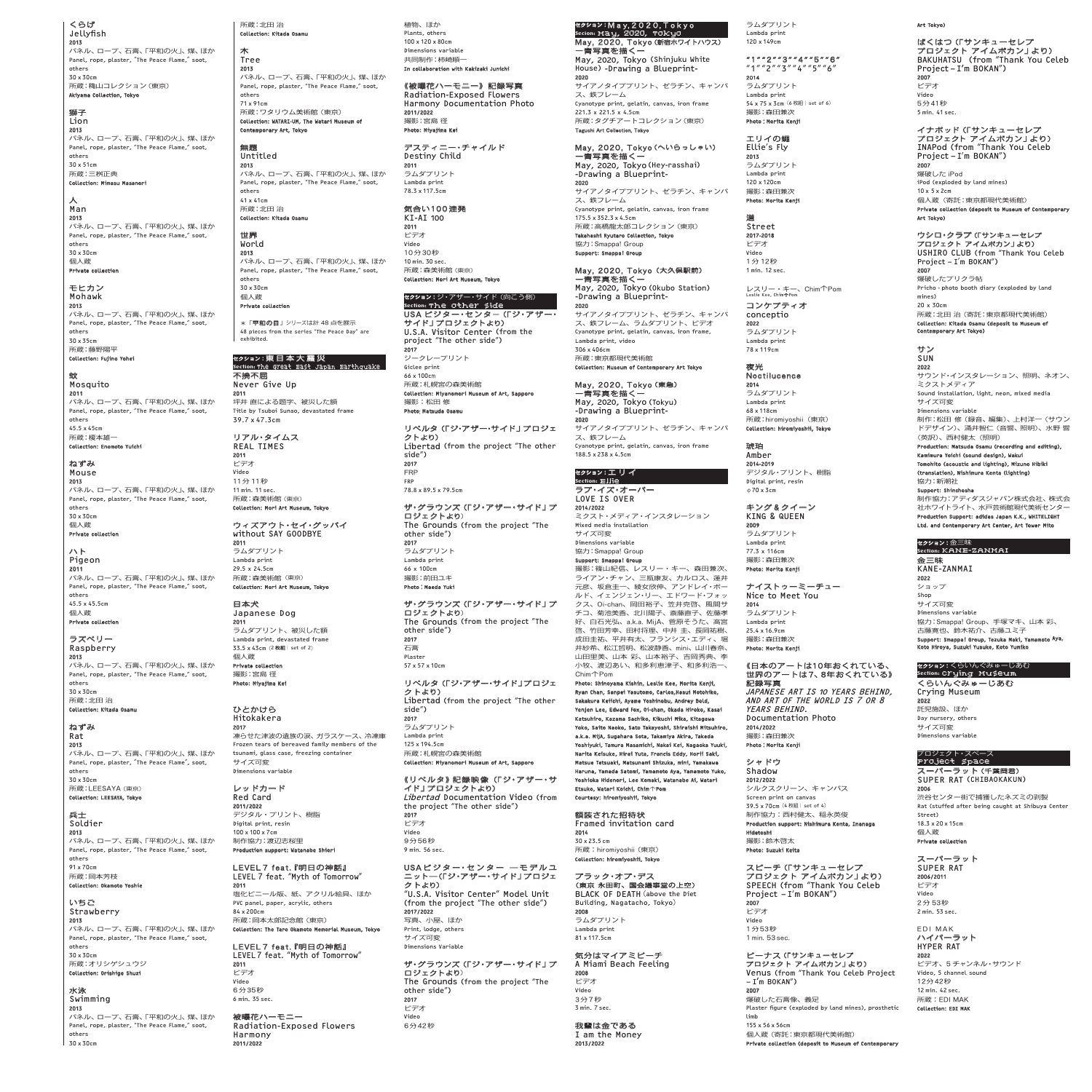くらげ
Jellyfish
2013
パネル、ロープ、石膏、「平和の火」、煤、ほか
Panel, rope, plaster, "The Peace Flame," soot, others
30 x 30cm
所蔵：鴨山コレクション（東京）
**Akiyama Collection, Tokyo**

獅子
Lion
2013
パネル、ロープ、石膏、「平和の火」、煤、ほか
Panel, rope, plaster, "The Peace Flame," soot, others
30 x 51cm
所蔵：三桝正典
**Collection: Mimasu Masanori**

人
Man
2013
パネル、ロープ、石膏、「平和の火」、煤、ほか
Panel, rope, plaster, "The Peace Flame," soot, others
30 x 30cm
個人蔵
**Private collection**

モヒカン
Mohawk
2013
パネル、ロープ、石膏、「平和の火」、煤、ほか
Panel, rope, plaster, "The Peace Flame," soot, others
30 x 35cm
所蔵：藤野陽平
**Collection: Fujino Yohei**

蚊
Mosquito
2011
パネル、ロープ、石膏、「平和の火」、煤、ほか
Panel, rope, plaster, "The Peace Flame," soot, others
45.5 x 45cm
所蔵：榎本雄一
**Collection: Enomoto Yuichi**

ねずみ
Mouse
2013
パネル、ロープ、石膏、「平和の火」、煤、ほか
Panel, rope, plaster, "The Peace Flame," soot, others
30 x 30cm
個人蔵
**Private collection**

ハト
Pigeon
2011
パネル、ロープ、石膏、「平和の火」、煤、ほか
Panel, rope, plaster, "The Peace Flame," soot, others
45.5 x 45.5cm
個人蔵
**Private collection**

ラズベリー
Raspberry
2013
パネル、ロープ、石膏、「平和の火」、煤、ほか
Panel, rope, plaster, "The Peace Flame," soot, others
30 x 30cm
所蔵：北田 治
**Collection: Kitada Osamu**

ねずみ
Rat
2013
パネル、ロープ、石膏、「平和の火」、煤、ほか
Panel, rope, plaster, "The Peace Flame", soot, others
30 x 30cm
所蔵：LEESAYA（東京）
**Collection: LEESAYA, Tokyo**

兵士
Soldier
2013
パネル、ロープ、石膏、「平和の火」、煤、ほか
Panel, rope, plaster, "The Peace Flame," soot, others
91 x 70cm
所蔵：岡本芳枝
**Collection: Okamoto Yoshie**

いちご
Strawberry
2013
パネル、ロープ、石膏、「平和の火」、煤、ほか
Panel, rope, plaster, "The Peace Flame," soot, others
30 x 30cm
所蔵：オリシゲシュウジ
**Collection: Orishige Shuzi**

水泳
Swimming
2013
パネル、ロープ、石膏、「平和の火」、煤、ほか
Panel, rope, plaster, "The Peace Flame," soot, others
30 x 30cm
所蔵：北田 治
**Collection: Kitada Osamu**

木
Tree
2013
パネル、ロープ、石膏、「平和の火」、煤、ほか
Panel, rope, plaster, "The Peace Flame," soot, others
71 x 91cm
所蔵：ワタリウム美術館（東京）
**Collection: WATARI-UM, The Watari Museum of Contemporary Art, Tokyo**

無題
Untitled
2013
パネル、ロープ、石膏、「平和の火」、煤、ほか
Panel, rope, plaster, "The Peace Flame," soot, others
41 x 41cm
所蔵：北田 治
**Collection: Kitada Osamu**

世界
World
2013
パネル、ロープ、石膏、「平和の火」、煤、ほか
Panel, rope, plaster, "The Peace Flame," soot, others
30 x 30cm
個人蔵
**Private collection**

*「平和の日」シリーズは計 48 点を展示
48 pieces from the series "The Peace Day" are exhibited.

## セクション：東日本大震災 Section: The Great East Japan Earthquake

不撓不屈
Never Give Up
2011
坪井 直による題字、被災した額
Title by Tsuboi Sunao, devastated frame
39.7 x 47.3cm

リアル・タイムス
REAL TIMES
2011
ビデオ
Video
11分11秒
11 min. 11 sec.
所蔵：森美術館（東京）
**Collection: Mori Art Museum, Tokyo**

ウィズアウト・セイ・グッバイ
without SAY GOODBYE
2011
ラムダプリント
Lambda print
29.5 x 24.5cm
所蔵：森美術館（東京）
**Collection: Mori Art Museum, Tokyo**

日本犬
Japanese Dog
2011
ラムダプリント、被災した額
Lambda print, devastated frame
33.5 x 43cm（2 枚組｜set of 2）
個人蔵
**Private collection**
撮影：宮島 径
**Photo: Miyajima Kei**

ひとかけら
Hitokakera
2017
凍らせた津波の遺族の涙、ガラスケース、冷凍庫
Frozen tears of bereaved family members of the tsunami, glass case, freezing container
サイズ可変
Dimensions variable

レッドカード
Red Card
2011/2022
デジタル・プリント、樹脂
Digital print, resin
100 x 100 x 7cm
制作協力：渡辺志桜里
**Production support: Watanabe Shiori**

LEVEL 7 feat.『明日の神話』
LEVEL 7 feat. "Myth of Tomorrow"
2011
塩化ビニール板、紙、アクリル絵具、ほか
PVC panel, paper, acrylic, others
84 x 200cm
所蔵：岡本太郎記念館（東京）
**Collection: The Taro Okamoto Memorial Museum, Tokyo**

LEVEL 7 feat.『明日の神話』
LEVEL 7 feat. "Myth of Tomorrow"
2011
ビデオ
Video
6分35秒
6 min. 35 sec.

被曝花ハーモニー
Radiation-Exposed Flowers Harmony
2011/2022
植物、ほか
Plants, others
100 x 120 x 80cm
Dimensions variable
共同制作：柿崎順一
**In collaboration with Kakizaki Junichi**

《被曝花ハーモニー》記録写真
Radiation-Exposed Flowers Harmony Documentation Photo
2011/2022
撮影：宮島 径
**Photo: Miyajima Kei**

デスティニー・チャイルド
Destiny Child
2011
ラムダプリント
Lambda print
78.3 x 117.5cm

気合い100連発
KI-AI 100
2011
ビデオ
Video
10分30秒
10 min. 30 sec.
所蔵：森美術館（東京）
**Collection: Mori Art Museum, Tokyo**

## セクション：ジ・アザー・サイド（向こう側） Section: The other side

USA ビジター・センター（「ジ・アザー・サイド」プロジェクトより）
U.S.A. Visitor Center (from the project "The other side")
2017
ジークレープリント
Giclee print
66 x 100cm
所蔵：札幌宮の森美術館
**Collection: Miyanomori Museum of Art, Sapporo**
撮影：松田 修
**Photo: Matsuda Osamu**

リベルタ（「ジ・アザー・サイド」プロジェクトより）
Libertad (from the project "The other side")
2017
FRP
FRP
78.8 x 89.5 x 79.5cm

ザ・グラウンズ（「ジ・アザー・サイド」プロジェクトより）
The Grounds (from the project "The other side")
2017
ラムダプリント
Lambda print
66 x 100cm
撮影：前田ユキ
**Photo: Maeda Yuki**

ザ・グラウンズ（「ジ・アザー・サイド」プロジェクトより）
The Grounds (from the project "The other side")
2017
石膏
Plaster
57 x 57 x 10cm

リベルタ（「ジ・アザー・サイド」プロジェクトより）
Libertad (from the project "The other side")
2017
ラムダプリント
Lambda print
125 x 194.5cm
所蔵：札幌宮の森美術館
**Collection: Miyanomori Museum of Art, Sapporo**

《リベルタ》記録映像（「ジ・アザー・サイド」プロジェクトより）
*Libertad* Documentation Video (from the project "The other side")
2017
ビデオ
Video
9分56秒
9 min. 56 sec.

USA ビジター・センター ―モデルユニット―（「ジ・アザー・サイド」プロジェクトより）
"U.S.A. Visitor Center" Model Unit (from the project "The other side")
2017/2022
写真、小屋、ほか
Print, lodge, others
サイズ可変
Dimensions Variable

ザ・グラウンズ（「ジ・アザー・サイド」プロジェクトより）
The Grounds (from the project "The other side")
2017
ビデオ
Video
6分42秒

## セクション：May, 2020, Tokyo Section: May, 2020, Tokyo

May, 2020, Tokyo（新宿ホワイトハウス）―青写真を描く―
May, 2020, Tokyo (Shinjuku White House) -Drawing a Blueprint-
2020
サイアノタイププリント、ゼラチン、キャンバス、鉄フレーム
Cyanotype print, gelatin, canvas, iron frame
221.3 x 221.5 x 4.5cm
所蔵：タグチアートコレクション（東京）
**Taguchi Art Collection, Tokyo**

May, 2020, Tokyo（へいらっしゃい）―青写真を描く―
May, 2020, Tokyo (Hey-rasshai) -Drawing a Blueprint-
2020
サイアノタイププリント、ゼラチン、キャンバス、鉄フレーム
Cyanotype print, gelatin, canvas, iron frame
175.5 x 352.3 x 4.5cm
所蔵：高橋龍太郎コレクション（東京）
**Takahashi Ryutaro Collection, Tokyo**
協力：Smappa! Group
**Support: Smappa! Group**

May, 2020, Tokyo（大久保駅前）―青写真を描く―
May, 2020, Tokyo (Okubo Station) -Drawing a Blueprint-
2020
サイアノタイププリント、ゼラチン、キャンバス、鉄フレーム、ラムダプリント、ビデオ
Cyanotype print, gelatin, canvas, iron frame, Lambda print, video
306 x 406cm
所蔵：東京都現代美術館
**Collection: Museum of Contemporary Art Tokyo**

May, 2020, Tokyo（東急）―青写真を描く―
May, 2020, Tokyo (Tokyu) -Drawing a Blueprint-
2020
サイアノタイププリント、ゼラチン、キャンバス、鉄フレーム
Cyanotype print, gelatin, canvas, iron frame
188.5 x 238 x 4.5cm

## セクション：エリイ Section: Ellie

ラブ・イズ・オーバー
LOVE IS OVER
2014/2022
ミクスト・メディア・インスタレーション
Mixed media installation
サイズ可変
Dimensions variable
協力：Smappa! Group
**Support: Smappa! Group**
撮影：篠山紀信、レスリー・キー、森田兼次、ライアン・チャン、三瓶康友、カルロス、蓮井元彦、坂倉圭一、綾女欣伸、アンドレイ・ボールド、イェンジェン・リー、エドワード・フォックス、Oi-chan、岡田裕子、笠井克啓、風間サチコ、菊池美香、北川陽子、斎藤直子、佐藤孝好、白石光弘、a.k.a. MijA、菅原そうた、高宮啓、竹田芳幸、田村将理、中井 圭、長岡祐樹、成田圭祐、平井有太、フランシス・エディ、堀井紗希、松江哲明、松波静香、mini、山川春奈、山田里美、山本 彩、山本裕子、吉岡秀典、李小牧、渡辺あい、和多利恵津子、和多利浩一、Chim↑Pom
**Photo: Shinoyama Kishin, Leslie Kee, Morita Kenji, Ryan Chan, Sanpei Yasutomo, Carlos, Hasui Motohiko, Sakakura Keiichi, Ayame Yoshinobu, Andrey Bold, Yenjen Lee, Edward Fox, Oi-chan, Okada Hiroko, Kasai Katsuhiro, Kazama Sachiko, Kikuchi Mika, Kitagawa Yoko, Saito Naoko, Sato Takayoshi, Shiraishi Mitsuhiro, a.k.a. MijA, Sugahara Sota, Takamiya Akira, Takeda Yoshiyuki, Tamura Masamichi, Nakai Kei, Nagaoka Yuuki, Narita Keisuke, Hirai Yuta, Francis Eddy, Horii Saki, Matsue Tetsuaki, Matsunami Shizuka, mini, Yamakawa Haruna, Yamada Satomi, Yamamoto Aya, Yamamoto Yuko, Yoshioka Hidenori, Lee Komaki, Watanabe Ai, Watari Etsuko, Watari Koichi, Chim↑Pom**
**Courtesy: hiromiyoshii, Tokyo**

額装された招待状
Framed invitation card
2014
30 x 23.5cm
所蔵：hiromiyoshii（東京）
**Collection: hiromiyoshii, Tokyo**

ブラック・オブ・デス（東京 永田町、国会議事堂の上空）
BLACK OF DEATH (above the Diet Building, Nagatacho, Tokyo)
2008
ラムダプリント
Lambda print
81 x 117.5cm

気分はマイアミビーチ
A Miami Beach Feeling
2008
ビデオ
Video
3分7秒
3 min. 7 sec.

我輩は金である
I am the Money
2013/2022
ラムダプリント
Lambda print
120 x 149cm

"1""2""3""4""5""6"
"1""2""3""4""5""6"
2014
ラムダプリント
Lambda print
54 x 75 x 3cm（6 枚組｜set of 6）
撮影：森田兼次
**Photo : Morita Kenji**

エリイの蝿
Ellie's Fly
2013
ラムダプリント
Lambda print
120 x 120cm
撮影：森田兼次
**Photo: Morita Kenji**

道
Street
2017-2018
ビデオ
Video
1分12秒
1 min. 12 sec.

レスリー・キー、Chim↑Pom
Leslie Kee, Chim↑Pom
コンケプティオ
conceptio
2022
ラムダプリント
Lambda print
78 x 119cm

夜光
Noctilucence
2014
ラムダプリント
Lambda print
68 x 118cm
所蔵：hiromiyoshii（東京）
**Collection: hiromiyoshii, Tokyo**

琥珀
Amber
2014-2019
デジタル・プリント、樹脂
Digital print, resin
φ70 x 3cm

キング＆クイーン
KING & QUEEN
2009
ラムダプリント
Lambda print
77.3 x 116cm
撮影：森田兼次
**Photo: Morita Kenji**

ナイストゥーミーチュー
Nice to Meet You
2014
ラムダプリント
Lambda print
25.4 x 16.9cm
撮影：森田兼次
**Photo: Morita Kenji**

《日本のアートは10年おくれている、世界のアートは7、8年おくれている》記録写真
*JAPANESE ART IS 10 YEARS BEHIND, AND ART OF THE WORLD IS 7 OR 8 YEARS BEHIND.* Documentation Photo
2014/2022
撮影：森田兼次
**Photo : Morita Kenji**

シャドウ
Shadow
2012/2022
シルクスクリーン、キャンバス
Screen print on canvas
39.5 x 70cm（4 枚組｜set of 4）
制作協力：西村健太、稲永英俊
**Production support: Nishimura Kenta, Inanaga Hidetoshi**
撮影：鈴木啓太
**Photo: Suzuki Keita**

スピーチ（「サンキューセレブ プロジェクト アイムボカン」より）
SPEECH (from "Thank You Celeb Project – I'm BOKAN")
2007
ビデオ
Video
1分53秒
1 min. 53 sec.

ビーナス（「サンキューセレブ プロジェクト アイムボカン」より）
Venus (from "Thank You Celeb Project – I'm BOKAN")
2007
爆破した石膏像、義足
Plaster figure (exploded by land mines), prosthetic limb
155 x 56 x 56cm
個人蔵（寄託：東京都現代美術館）
**Private collection (deposit to Museum of Contemporary Art Tokyo)**

ばくはつ（「サンキューセレブ プロジェクト アイムボカン」より）
BAKUHATSU (from "Thank You Celeb Project – I'm BOKAN")
2007
ビデオ
Video
5分41秒
5 min. 41 sec.

イナボッド（「サンキューセレブ プロジェクト アイムボカン」より）
INAPod (from "Thank You Celeb Project – I'm BOKAN")
2007
爆破した iPod
iPod (exploded by land mines)
10 x 5 x 2cm
個人蔵（寄託：東京都現代美術館）
**Private collection (deposit to Museum of Contemporary Art Tokyo)**

ウシロ・クラブ（「サンキューセレブ プロジェクト アイムボカン」より）
USHIRO CLUB (from "Thank You Celeb Project – I'm BOKAN")
2007
爆破したプリクラ帖
Pricho - photo booth diary (exploded by land mines)
20 x 30cm
所蔵：北田 治（寄託：東京都現代美術館）
**Collection: Kitada Osamu (deposit to Museum of Contemporary Art Tokyo)**

サン
SUN
2022
サウンド・インスタレーション、照明、ネオン、ミクストメディア
Sound installation, light, neon, mixed media
サイズ可変
Dimensions variable
制作：松田 修（録音、編集）、上村洋一（サウンドデザイン）、涌井智仁（音響、照明）、水野 響（英訳）、西村健太（照明）
**Production: Matsuda Osamu (recording and editing), Kamimura Yoichi (sound design), Wakui Tomohito (acoustic and lighting), Mizuno Hibiki (translation), Nishimura Kenta (lighting)**
協力：新潮社
**Support: Shinchosha**
制作協力：アディダスジャパン株式会社、株式会社ホワイトライト、水戸芸術館現代美術センター
**Production Support: adidas Japan K.K., WHITELIGHT Ltd. and Contemporary Art Center, Art Tower Mito**

## セクション：金三昧 Section: KANE-ZANMAI

金三昧
KANE-ZANMAI
2022
ショップ
Shop
サイズ可変
Dimensions variable
協力：Smappa! Group、手塚マキ、山本 彩、古藤寛也、鈴木祐介、古藤ユミ子
**Support: Smappa! Group, Tezuka Maki, Yamamoto Aya, Koto Hiroya, Suzuki Yusuke, Koto Yumiko**

## セクション：くらいんぐみゅーじあむ Section: Crying Museum

くらいんぐみゅーじあむ
Crying Museum
2022
託児施設、ほか
Day nursery, others
サイズ可変
Dimensions variable

## プロジェクト・スペース Project space

スーパーラット（千葉岡君）
SUPER RAT (CHIBAOKAKUN)
2006
渋谷センター街で捕獲したネズミの剥製
Rat (stuffed after being caught at Shibuya Center Street)
18.3 x 20 x 15cm
個人蔵
**Private collection**

スーパーラット
SUPER RAT
2006/2011
ビデオ
Video
2分53秒
2 min. 53 sec.

EDI MAK
ハイパーラット
HYPER RAT
2022
ビデオ、5 チャンネル・サウンド
Video, 5 channel sound
12分42秒
12 min. 42 sec.
所蔵：EDI MAK
**Collection: EDI MAK**